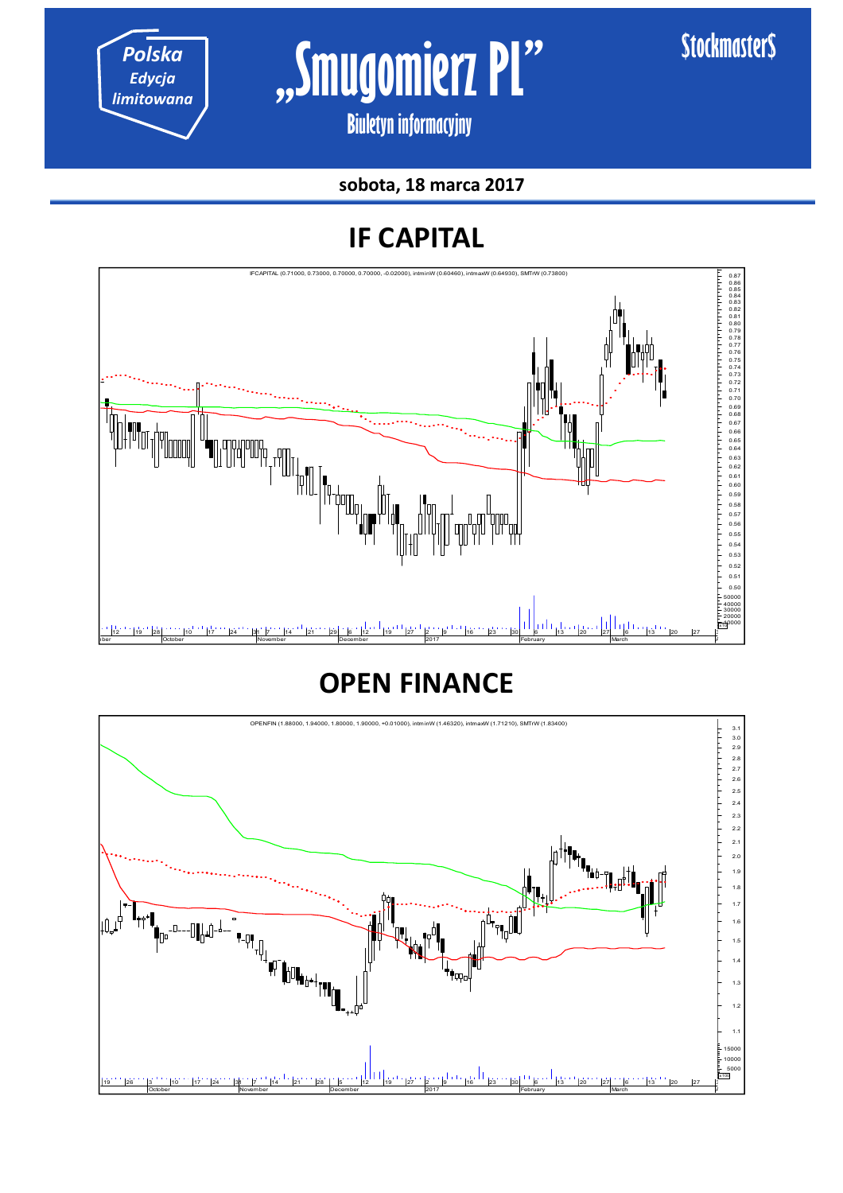Polska
Edycja
limitowana

# „Smugomierz PL"

Biuletyn informacyjny

Stockmaster$

**sobota, 18 marca 2017**

## IF CAPITAL

IFCAPITAL (0.71000, 0.73000, 0.70000, 0.70000, -0.02000), intminW (0.60460), intmaxW (0.64930), SMTrW (0.73800)

## OPEN FINANCE

OPENFIN (1.88000, 1.94000, 1.80000, 1.90000, +0.01000), intminW (1.46320), intmaxW (1.71210), SMTrW (1.83400)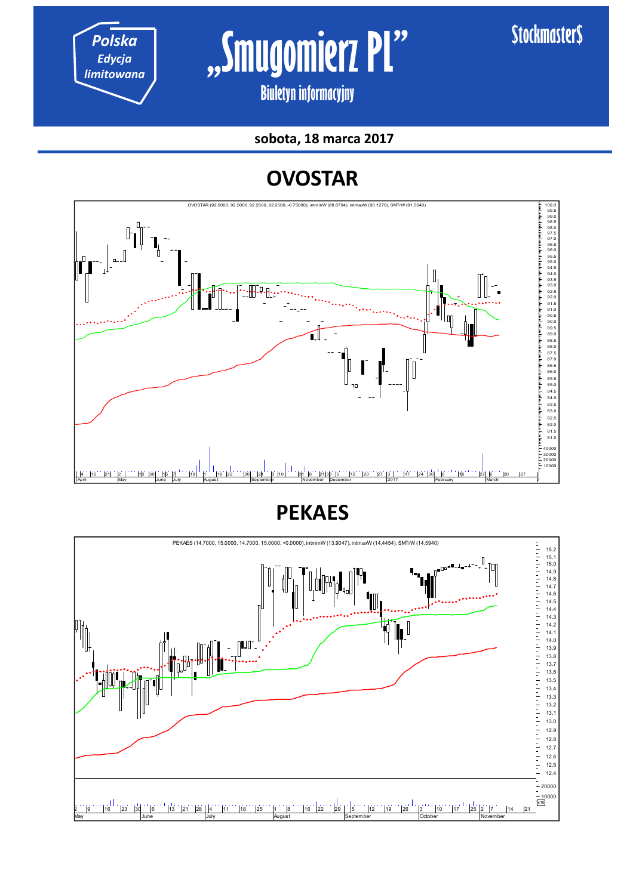# OVOSTAR

OVOSTAR (92.5000, 92.5000, 92.2500, 92.2500, -0.75000), intminW (88.8794), intmaxW (90.1279), SMTrW (91.5540)

# PEKAES

PEKAES (14.7000, 15.0000, 14.7000, 15.0000, +0.0000), intminW (13.9047), intmaxW (14.4454), SMTrW (14.5940)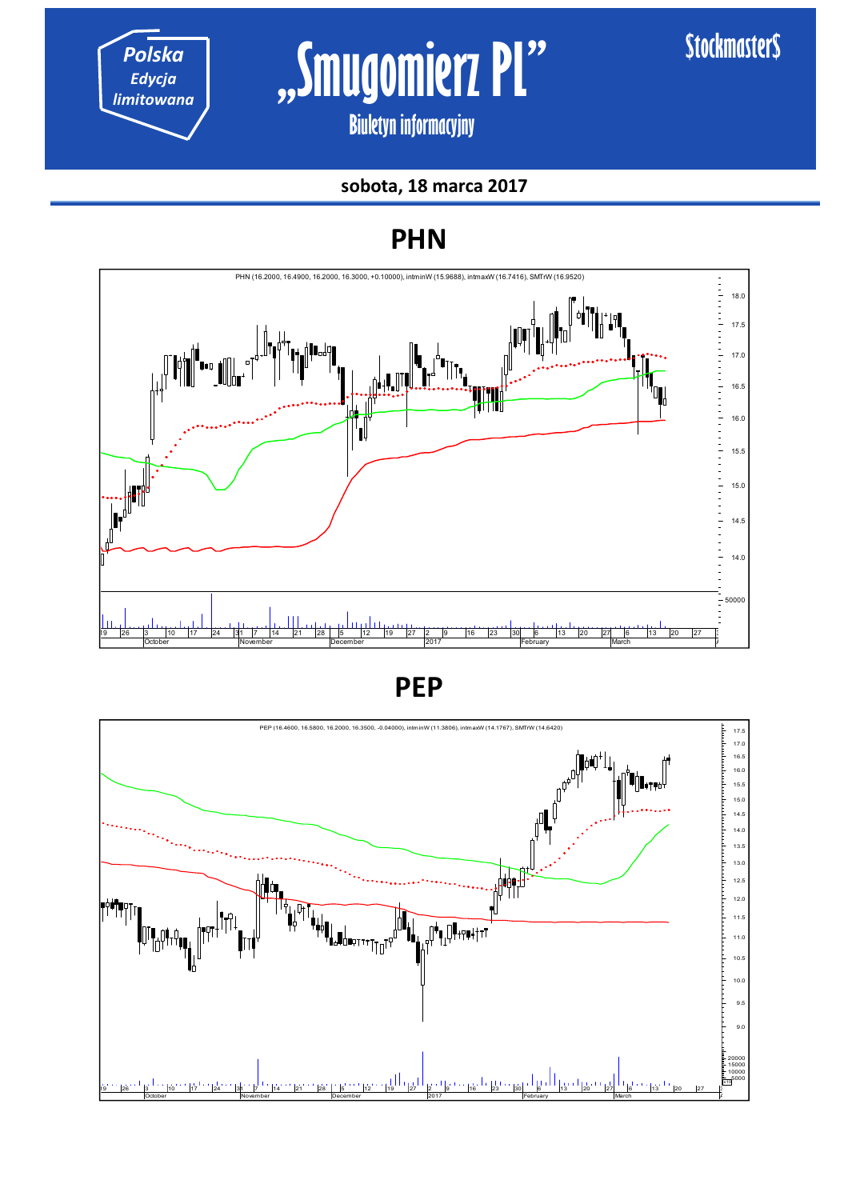Polska
Edycja
limitowana

# „Smugomierz PL"

Biuletyn informacyjny

StockmasterS

**sobota, 18 marca 2017**

## PHN

PHN (16.2000, 16.4900, 16.2000, 16.3000, +0.10000), intminW (15.9688), intmaxW (16.7416), SMTrW (16.9520)

## PEP

PEP (16.4600, 16.5800, 16.2000, 16.3500, -0.04000), intminW (11.3806), intmaxW (14.1767), SMTrW (14.6420)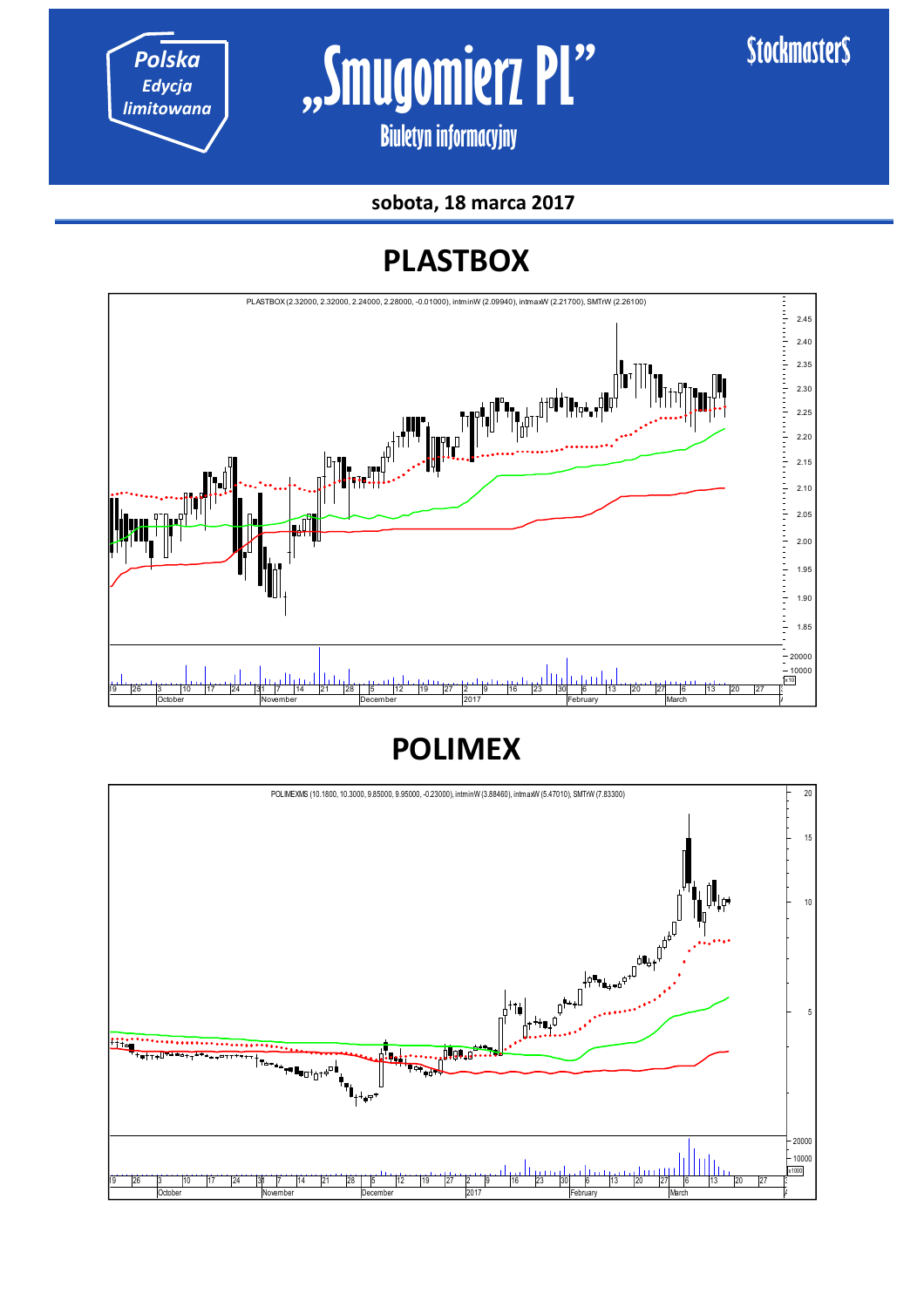sobota, 18 marca 2017

# PLASTBOX

PLASTBOX (2.32000, 2.32000, 2.24000, 2.28000, -0.01000), intminW (2.09940), intmaxW (2.21700), SMTrW (2.26100)

# POLIMEX

POLIMEXMS (10.1800, 10.3000, 9.85000, 9.95000, -0.23000), intminW (3.88460), intmaxW (5.47010), SMTrW (7.83300)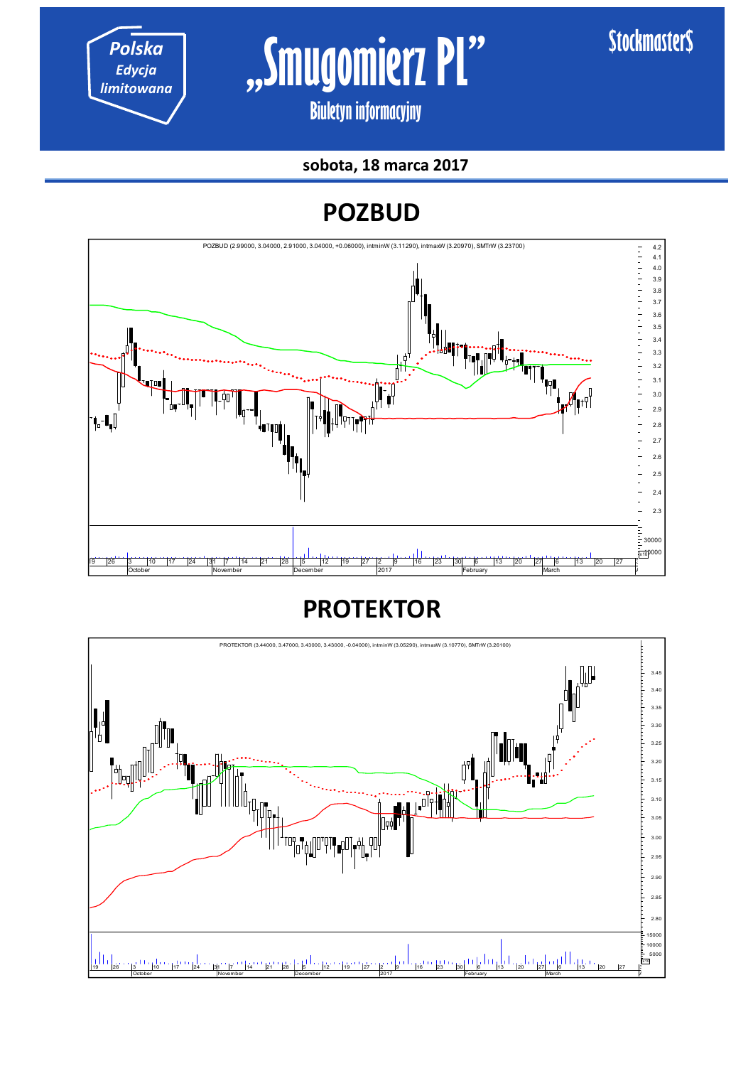Polska Edycja limitowana

# „Smugomierz PL"

Biuletyn informacyjny

Stockmasters

**sobota, 18 marca 2017**

## POZBUD

POZBUD (2.99000, 3.04000, 2.91000, 3.04000, +0.06000), intminW (3.11290), intmaxW (3.20970), SMTrW (3.23700)

## PROTEKTOR

PROTEKTOR (3.44000, 3.47000, 3.43000, 3.43000, -0.04000), intminW (3.05290), intmaxW (3.10770), SMTrW (3.26100)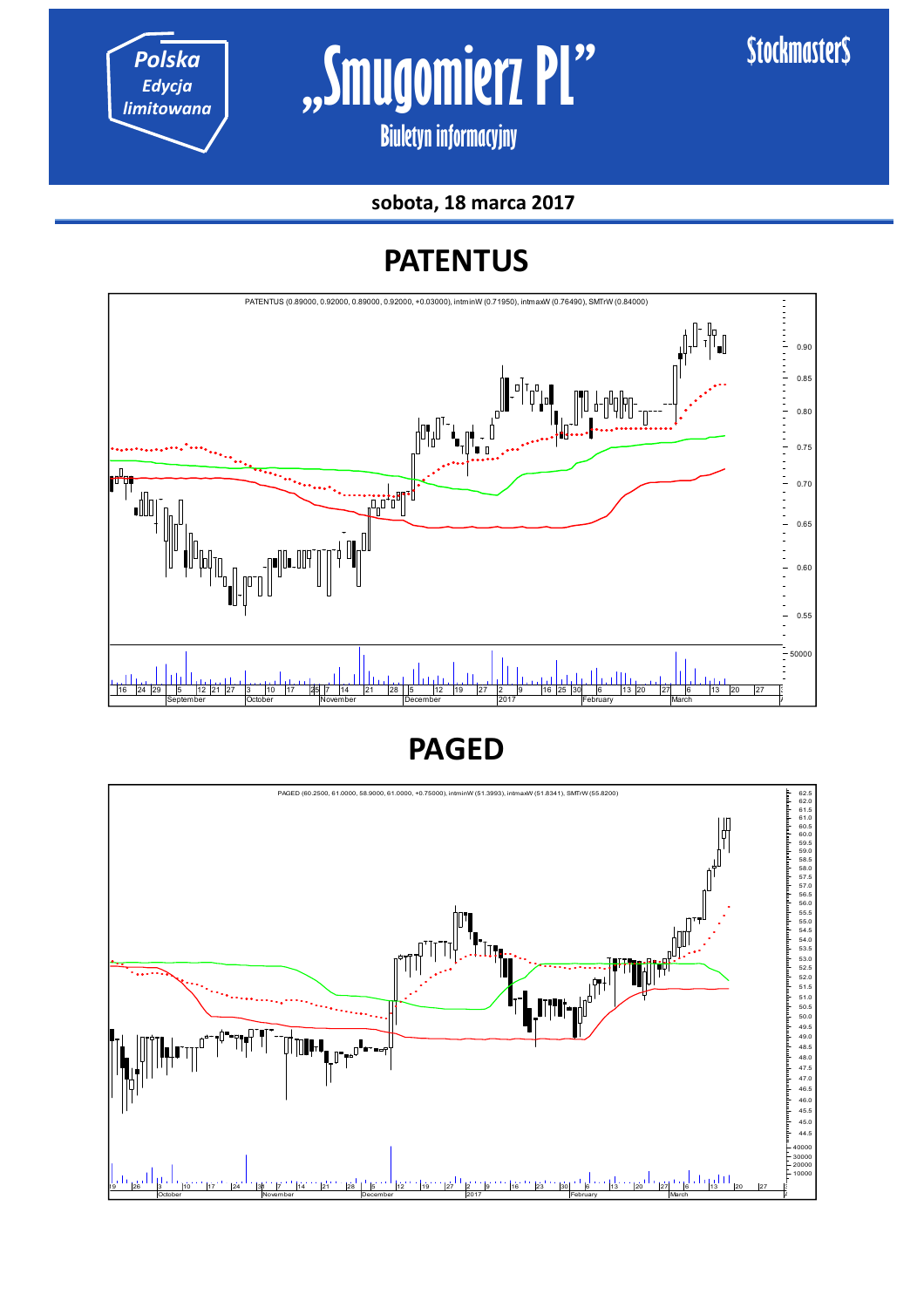Polska Edycja limitowana

# „Smugomierz PL"

Biuletyn informacyjny

Stockmasters

**sobota, 18 marca 2017**

## PATENTUS

PATENTUS (0.89000, 0.92000, 0.89000, 0.92000, +0.03000), intminW (0.71950), intmaxW (0.76490), SMTrW (0.84000)

## PAGED

PAGED (60.2500, 61.0000, 58.9000, 61.0000, +0.75000), intminW (51.3993), intmaxW (51.8341), SMTrW (55.8200)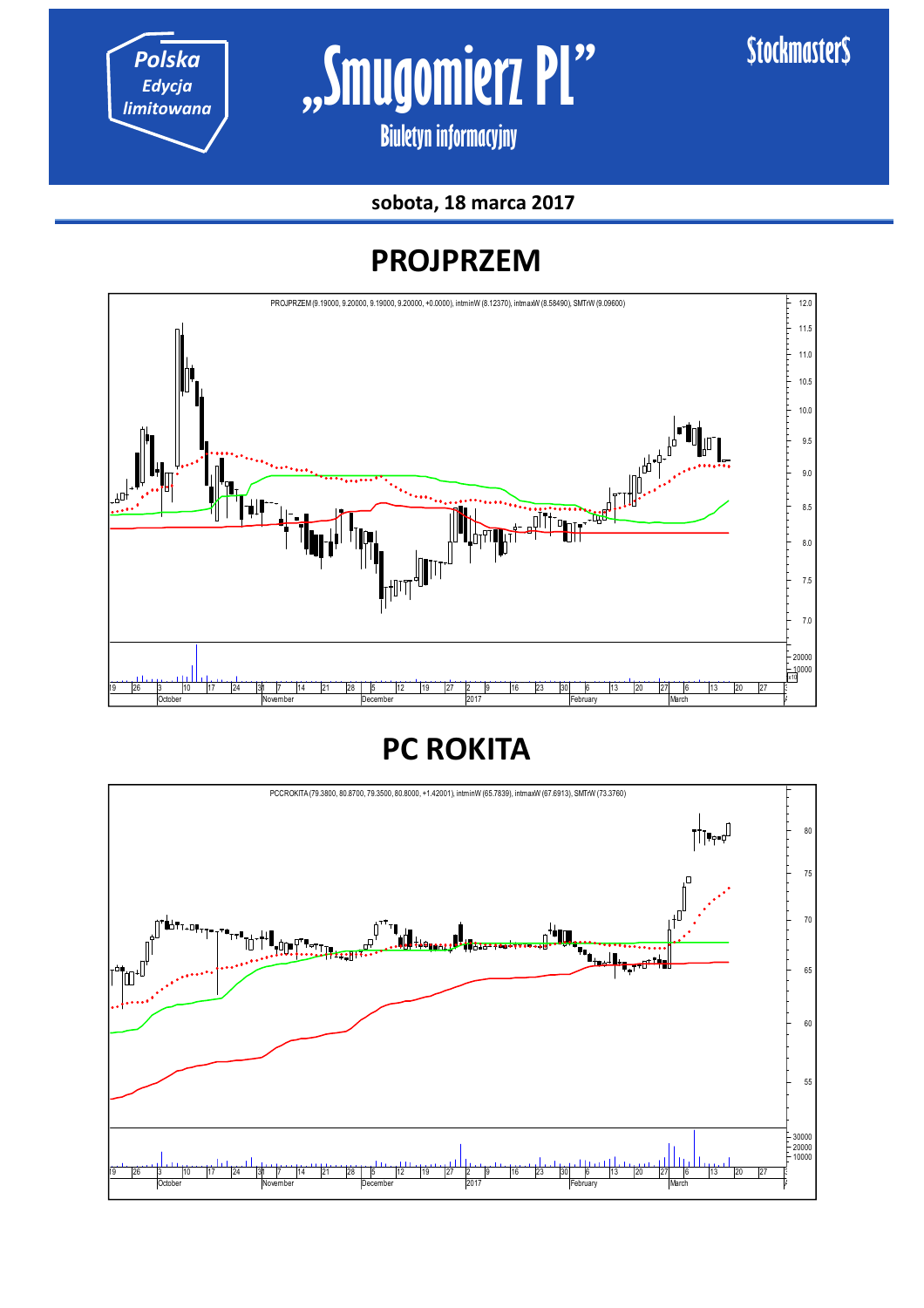sobota, 18 marca 2017

## PROJPRZEM

PROJPRZEM (9.19000, 9.20000, 9.19000, 9.20000, +0.0000), intminW (8.12370), intmaxW (8.58490), SMTrW (9.09600)

## PC ROKITA

PCCROKITA (79.3800, 80.8700, 79.3500, 80.8000, +1.42001), intminW (65.7839), intmaxW (67.6913), SMTrW (73.3760)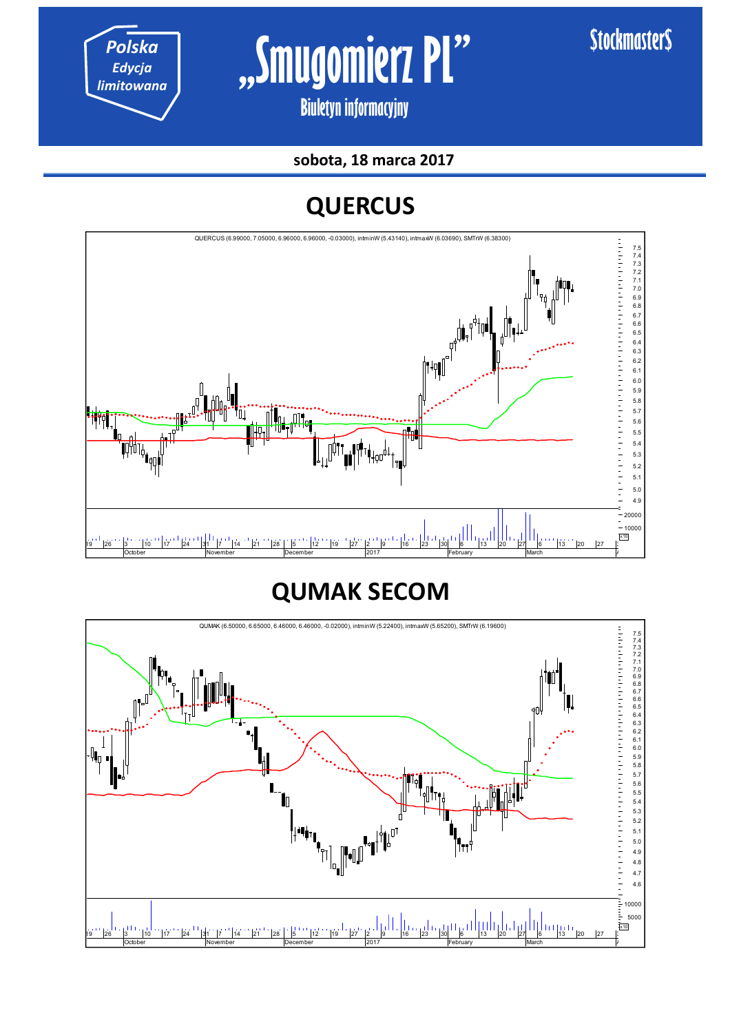sobota, 18 marca 2017

# QUERCUS

QUERCUS (6.99000, 7.05000, 6.96000, 6.96000, -0.03000), intminW (5.43140), intmaxW (6.03690), SMTrW (6.38300)

# QUMAK SECOM

QUMAK (6.50000, 6.65000, 6.46000, 6.46000, -0.02000), intminW (5.22400), intmaxW (5.65200), SMTrW (6.19600)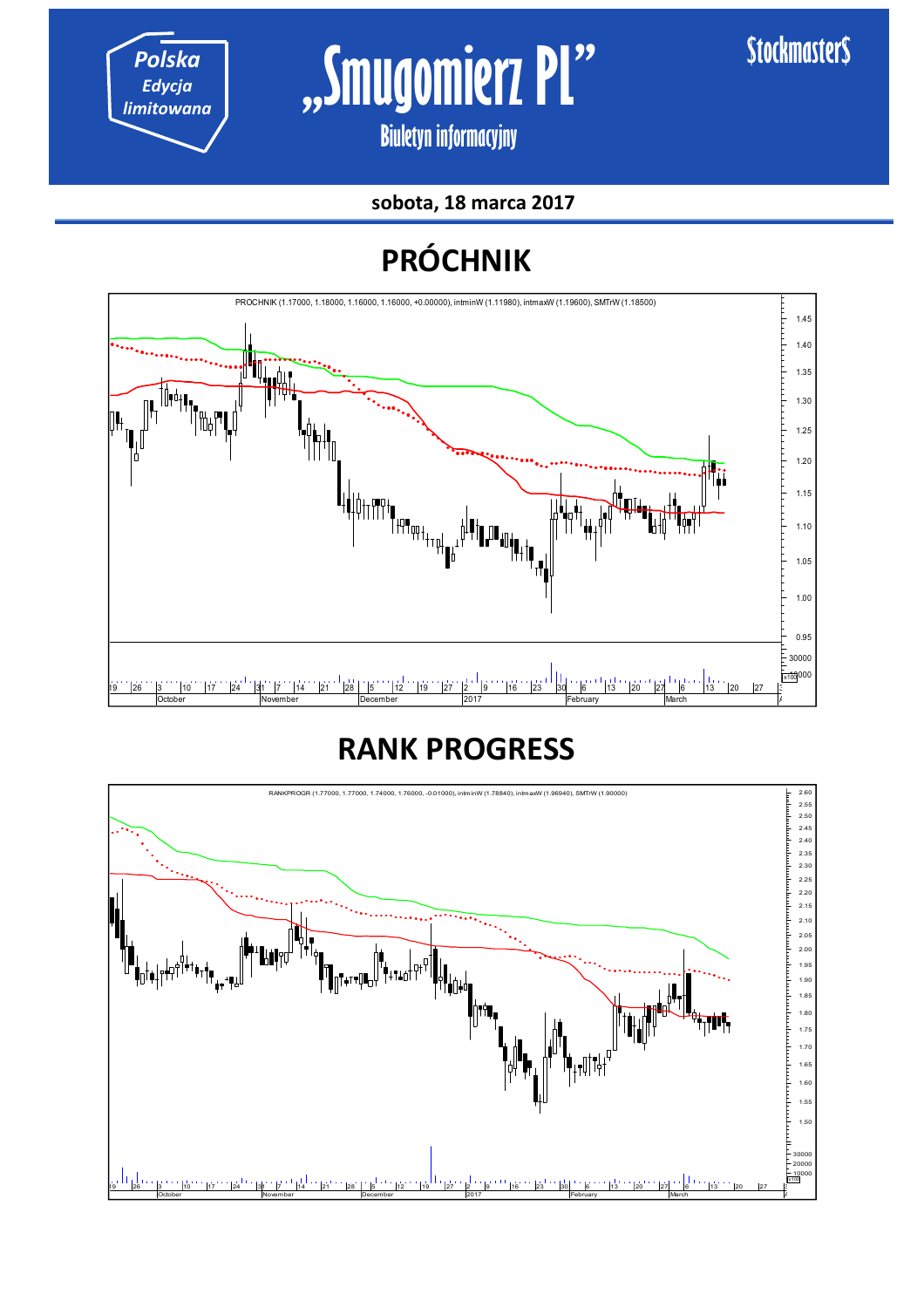**sobota, 18 marca 2017**

# PRÓCHNIK

PROCHNIK (1.17000, 1.18000, 1.16000, 1.16000, +0.00000), intminW (1.11980), intmaxW (1.19600), SMTrW (1.18500)

# RANK PROGRESS

RANKPROGR (1.77000, 1.77000, 1.74000, 1.76000, -0.01000), intminW (1.78840), intmaxW (1.96940), SMTrW (1.90000)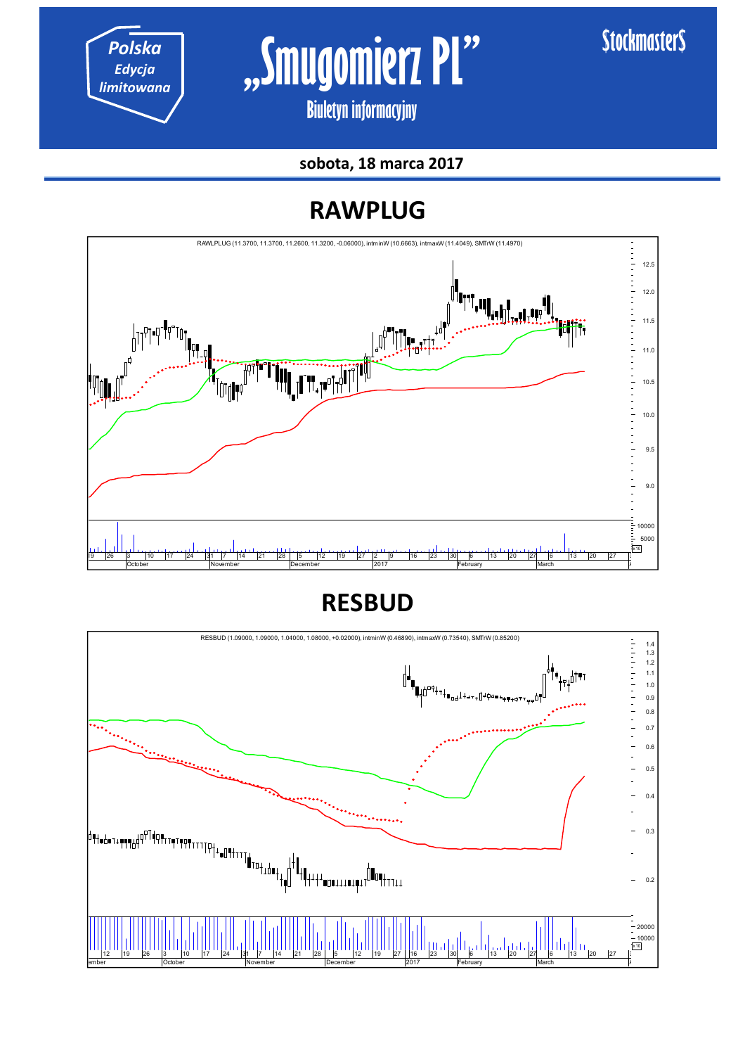sobota, 18 marca 2017

# RAWPLUG

RAWPLUG (11.3700, 11.3700, 11.2600, 11.3200, -0.06000), intminW (10.6663), intmaxW (11.4049), SMTrW (11.4970)

# RESBUD

RESBUD (1.09000, 1.09000, 1.04000, 1.08000, +0.02000), intminW (0.46890), intmaxW (0.73540), SMTrW (0.85200)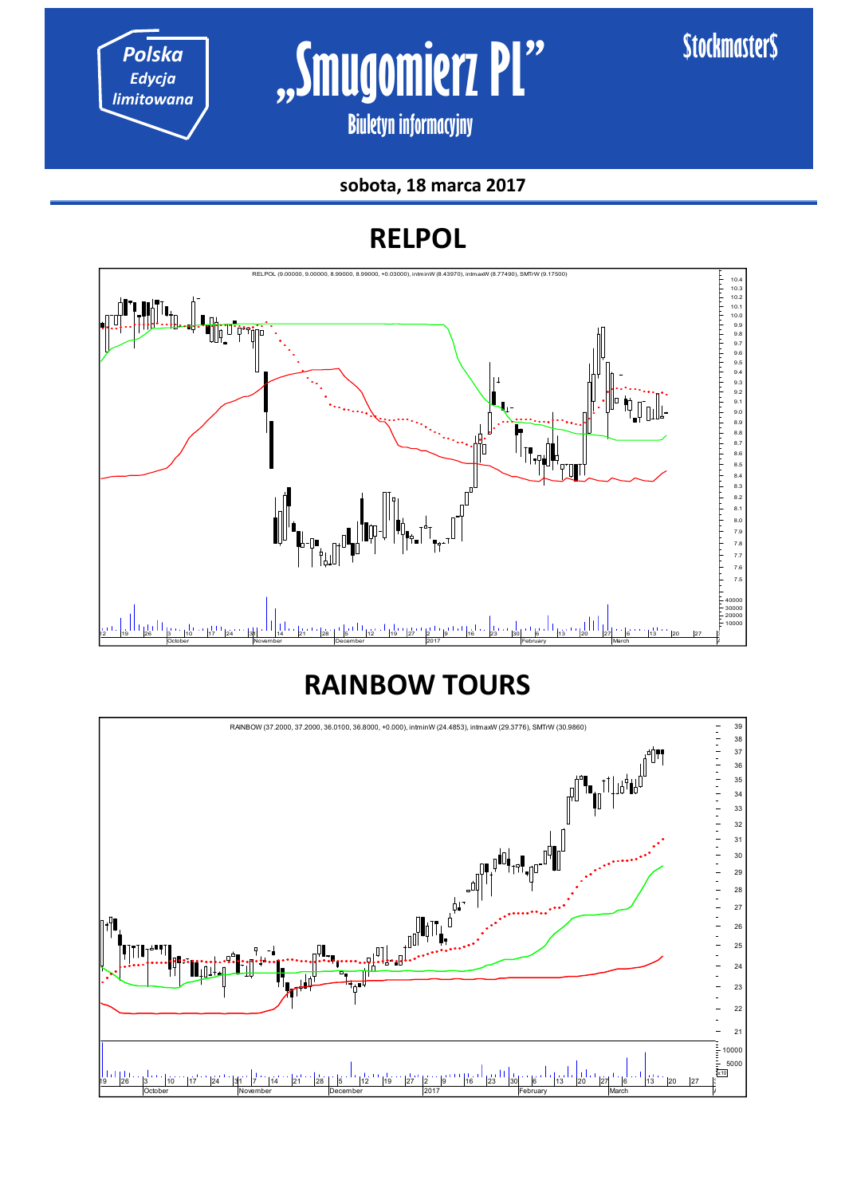# RELPOL

RELPOL (9.00000, 9.00000, 8.99000, 8.99000, +0.03000), intminW (8.43970), intmaxW (8.77490), SMTrW (9.17500)

# RAINBOW TOURS

RAINBOW (37.2000, 37.2000, 36.0100, 36.8000, +0.000), intminW (24.4853), intmaxW (29.3776), SMTrW (30.9860)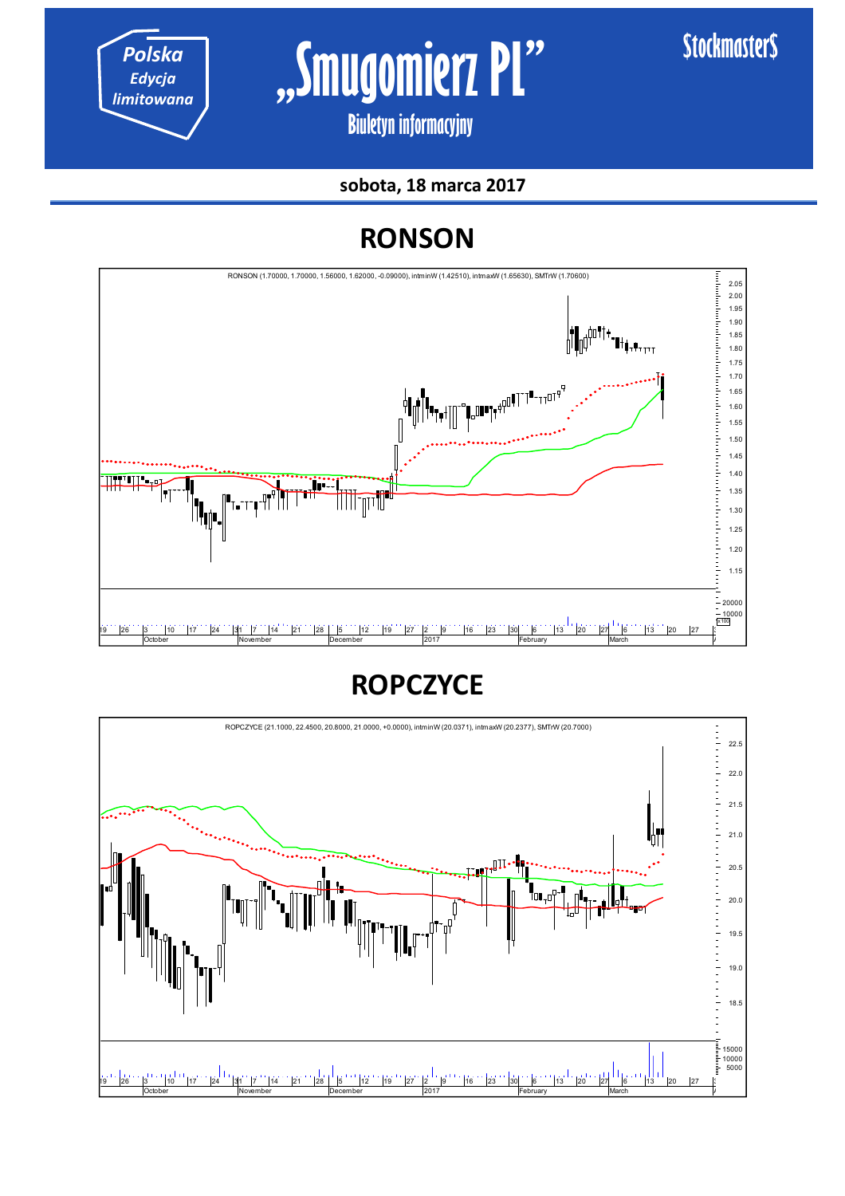„Smugomierz PL"

Biuletyn informacyjny

Polska Edycja limitowana

StockmasterS

sobota, 18 marca 2017

# RONSON

RONSON (1.70000, 1.70000, 1.56000, 1.62000, -0.09000), intminW (1.42510), intmaxW (1.65630), SMTrW (1.70600)

# ROPCZYCE

ROPCZYCE (21.1000, 22.4500, 20.8000, 21.0000, +0.0000), intminW (20.0371), intmaxW (20.2377), SMTrW (20.7000)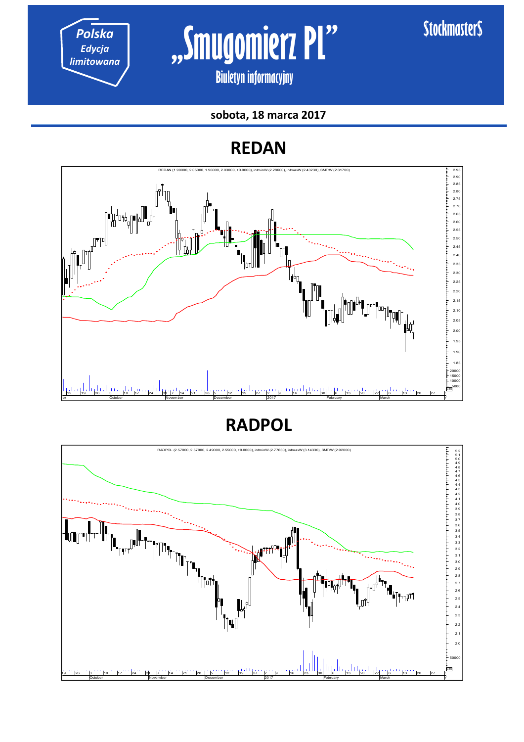**sobota, 18 marca 2017**

# REDAN

REDAN (1.99000, 2.05000, 1.96000, 2.03000, +0.0000), intminW (2.28600), intmaxW (2.43230), SMTrW (2.31700)

# RADPOL

RADPOL (2.57000, 2.57000, 2.49000, 2.55000, +0.0000), intminW (2.77630), intmaxW (3.14330), SMTrW (2.92000)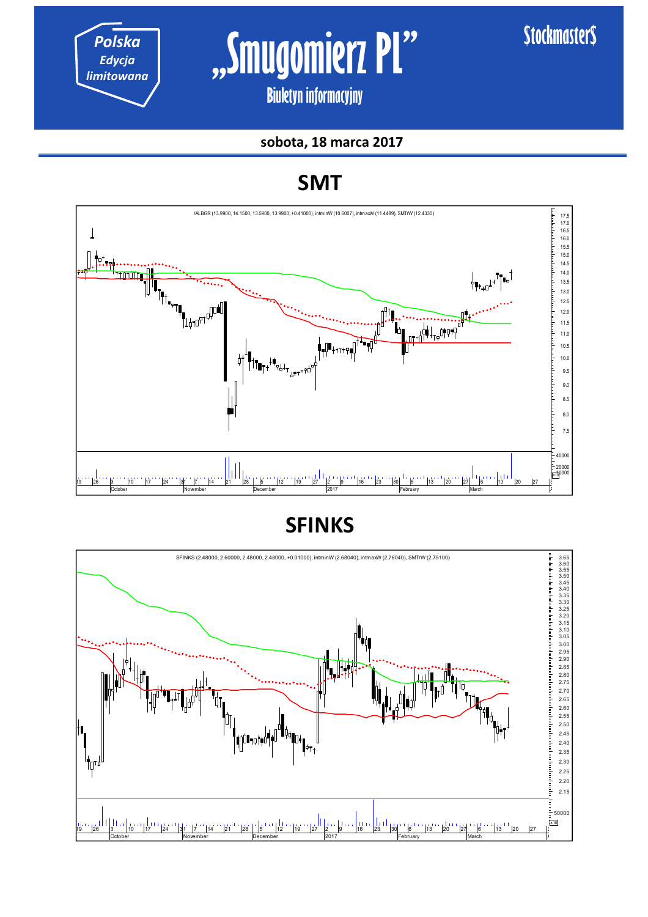Polska Edycja limitowana

# „Smugomierz PL"

Biuletyn informacyjny

Stockmasters

**sobota, 18 marca 2017**

## SMT

IALBGR (13.9900, 14.1500, 13.5900, 13.9900, +0.41000), intminW (10.6007), intmaxW (11.4489), SMTrW (12.4330)

## SFINKS

SFINKS (2.48000, 2.60000, 2.48000, 2.48000, +0.01000), intminW (2.68040), intmaxW (2.76040), SMTrW (2.75100)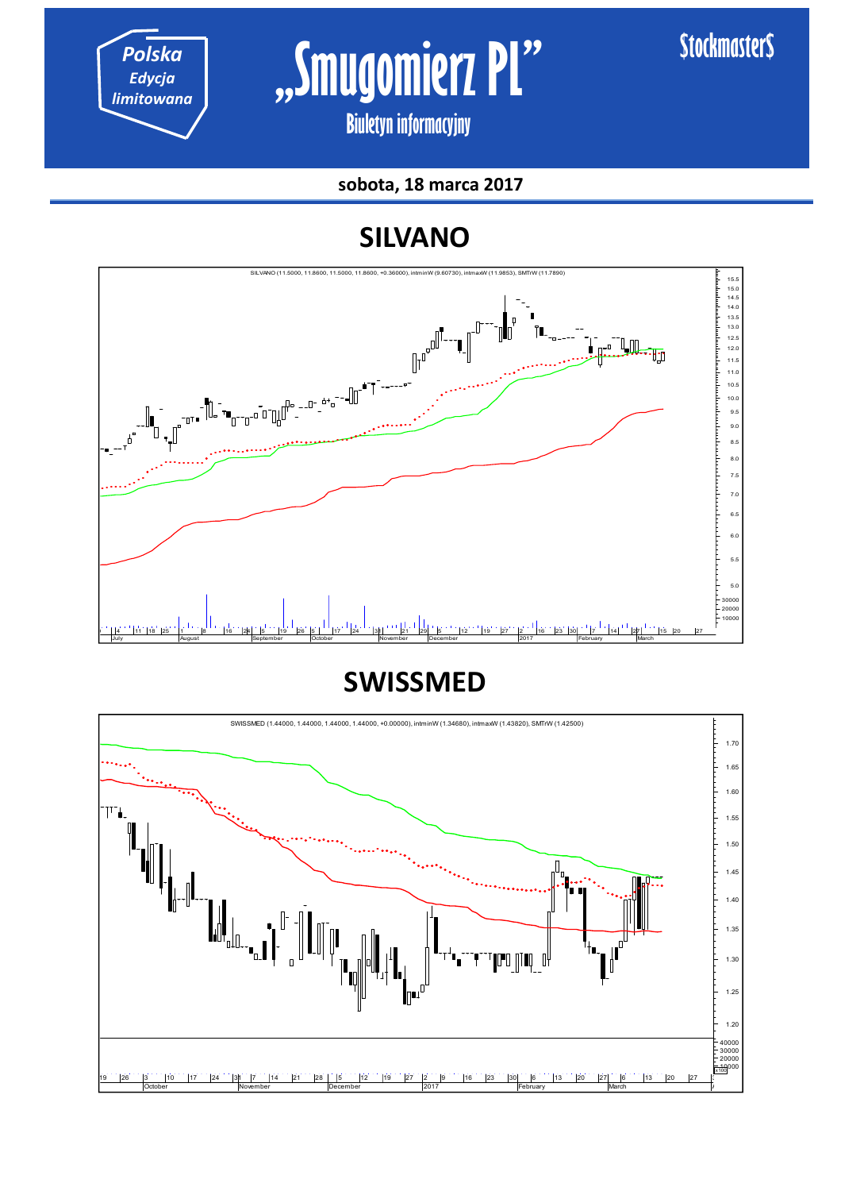sobota, 18 marca 2017

# SILVANO

SILVANO (11.5000, 11.8600, 11.5000, 11.8600, +0.36000), intminW (9.60730), intmaxW (11.9853), SMTrW (11.7890)

# SWISSMED

SWISSMED (1.44000, 1.44000, 1.44000, 1.44000, +0.00000), intminW (1.34680), intmaxW (1.43820), SMTrW (1.42500)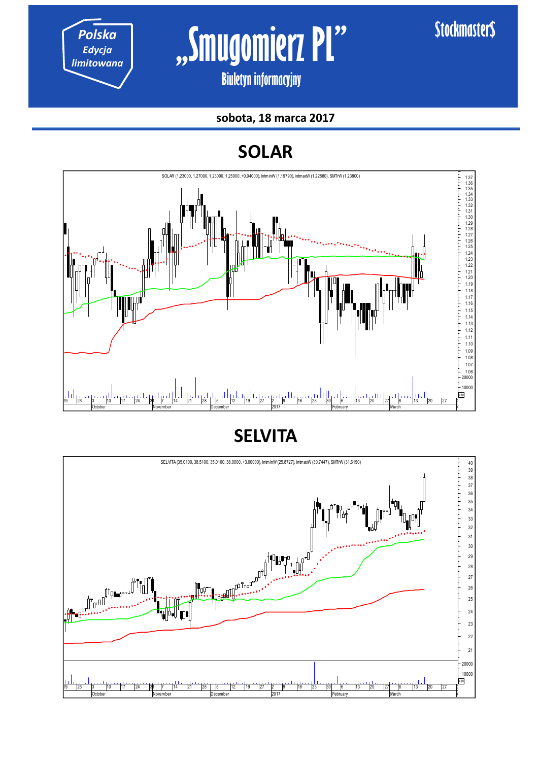## SOLAR

SOLAR (1.23000, 1.27000, 1.23000, 1.25000, +0.04000), intminW (1.19790), intmaxW (1.22880), SMTrW (1.23800)

## SELVITA

SELVITA (35.0100, 38.5100, 35.0100, 38.0000, +3.00000), intminW (25.8727), intmaxW (30.7447), SMTrW (31.6190)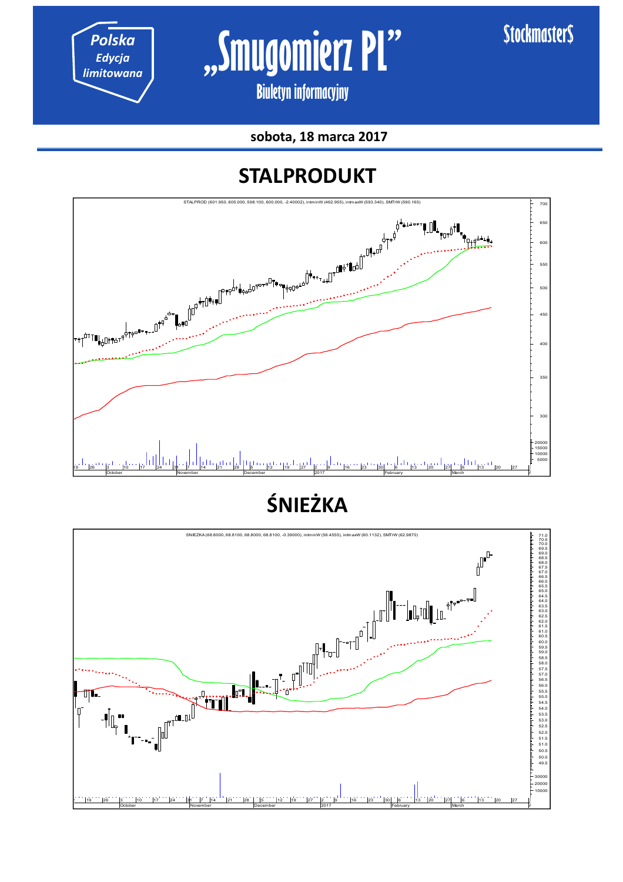sobota, 18 marca 2017

## STALPRODUKT

STALPROD (601.950, 605.000, 598.100, 600.000, -2.40002), intminW (462.955), intmaxW (593.340), SMTrW (590.165)

## ŚNIEŻKA

SNIEZKA (68.8000, 68.8100, 68.8000, 68.8100, -0.39000), intminW (56.4555), intmaxW (60.1132), SMTrW (62.9870)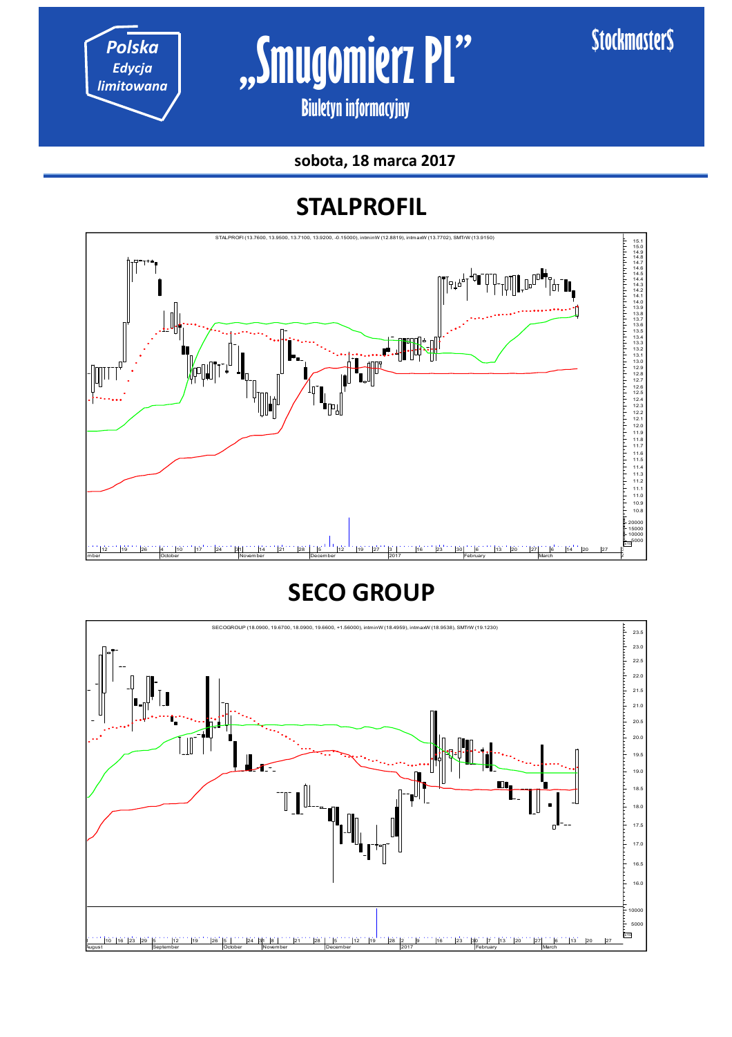Polska
Edycja
limitowana

# „Smugomierz PL”

Biuletyn informacyjny

StockmasterS

**sobota, 18 marca 2017**

## STALPROFIL

STALPROFI (13.7600, 13.9500, 13.7100, 13.9200, -0.15000), intminW (12.8819), intmaxW (13.7702), SMTrW (13.9150)

## SECO GROUP

SECOGROUP (18.0900, 19.6700, 18.0900, 19.6600, +1.56000), intminW (18.4959), intmaxW (18.9538), SMTrW (19.1230)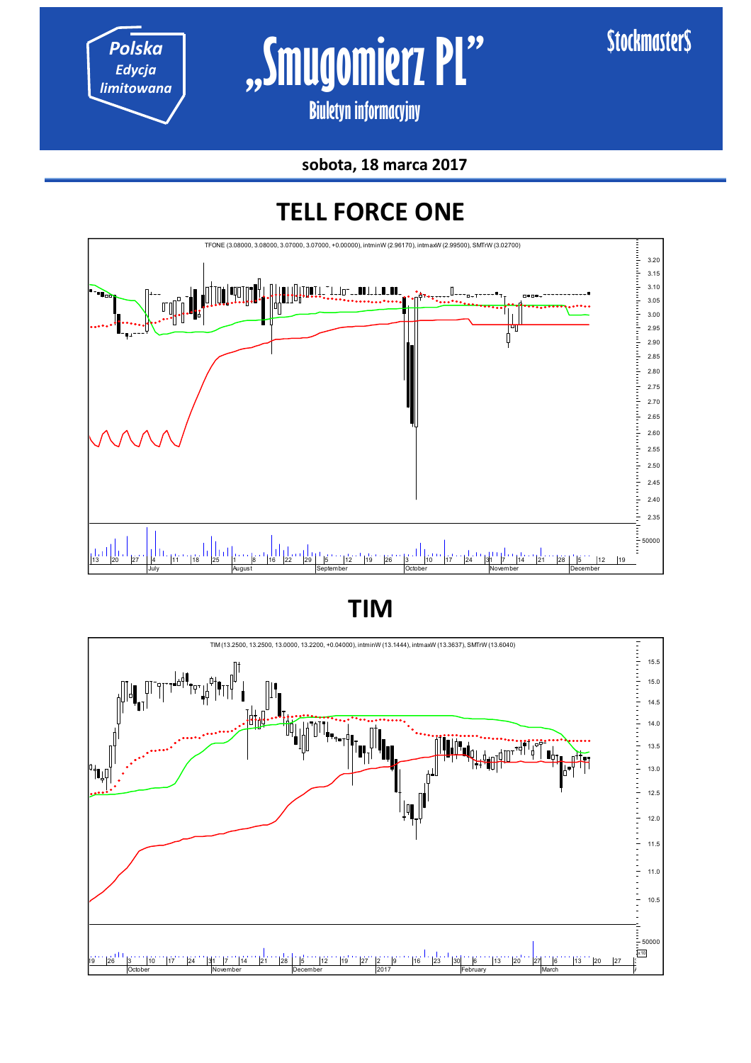sobota, 18 marca 2017

# TELL FORCE ONE

TFONE (3.08000, 3.08000, 3.07000, 3.07000, +0.00000), intminW (2.96170), intmaxW (2.99500), SMTrW (3.02700)

# TIM

TIM (13.2500, 13.2500, 13.0000, 13.2200, +0.04000), intminW (13.1444), intmaxW (13.3637), SMTrW (13.6040)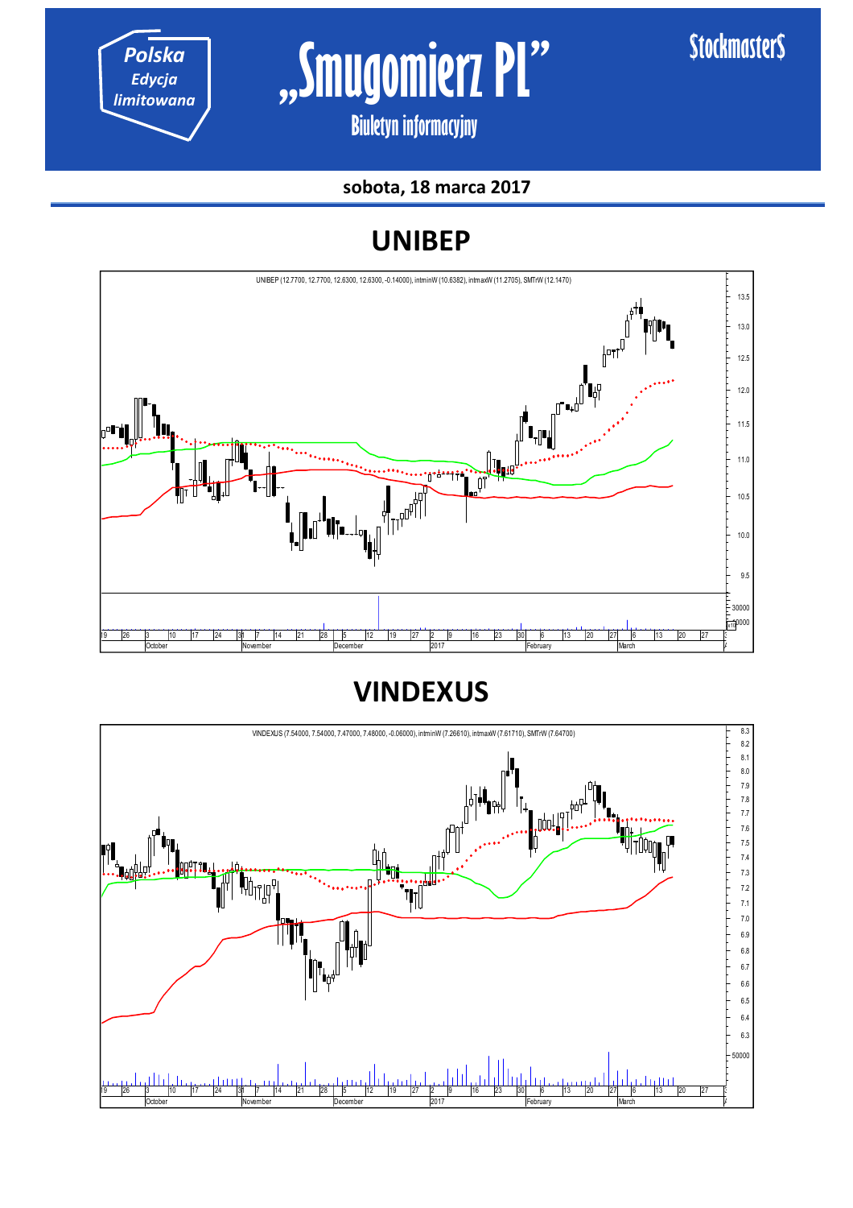**sobota, 18 marca 2017**

# UNIBEP

UNIBEP (12.7700, 12.7700, 12.6300, 12.6300, -0.14000), intminW (10.6382), intmaxW (11.2705), SMTrW (12.1470)

# VINDEXUS

VINDEXUS (7.54000, 7.54000, 7.47000, 7.48000, -0.06000), intminW (7.26610), intmaxW (7.61710), SMTrW (7.64700)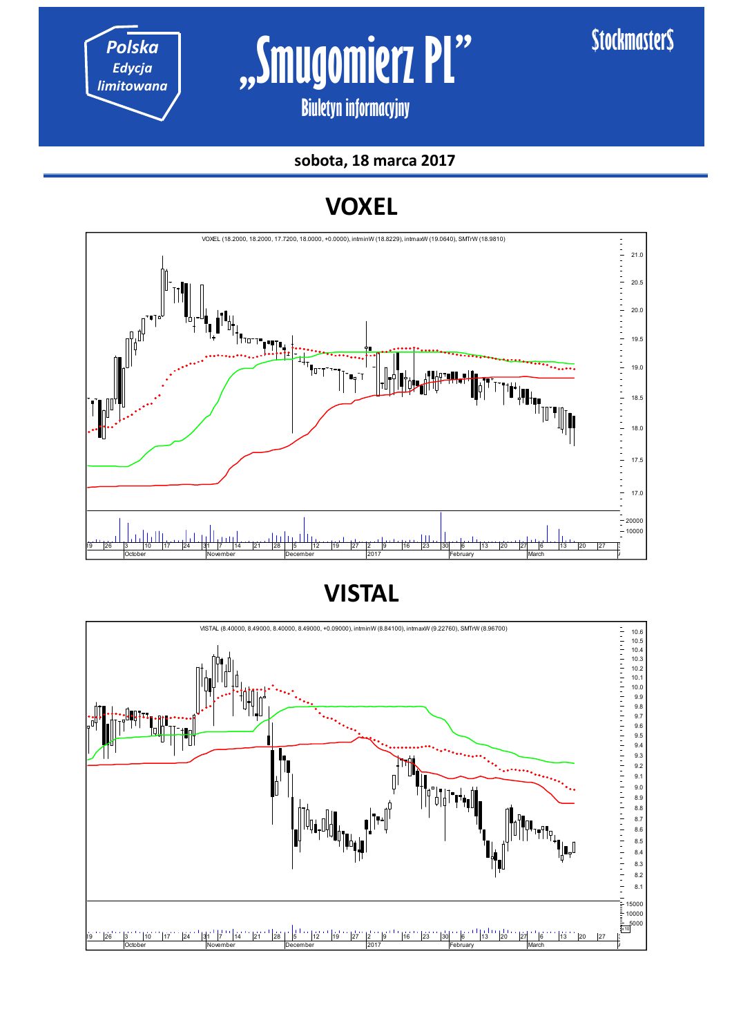Polska
Edycja
limitowana

# „Smugomierz PL"

Biuletyn informacyjny

Stockmaster$

**sobota, 18 marca 2017**

## VOXEL

VOXEL (18.2000, 18.2000, 17.7200, 18.0000, +0.0000), intminW (18.8229), intmaxW (19.0640), SMTrW (18.9810)

## VISTAL

VISTAL (8.40000, 8.49000, 8.40000, 8.49000, +0.09000), intminW (8.84100), intmaxW (9.22760), SMTrW (8.96700)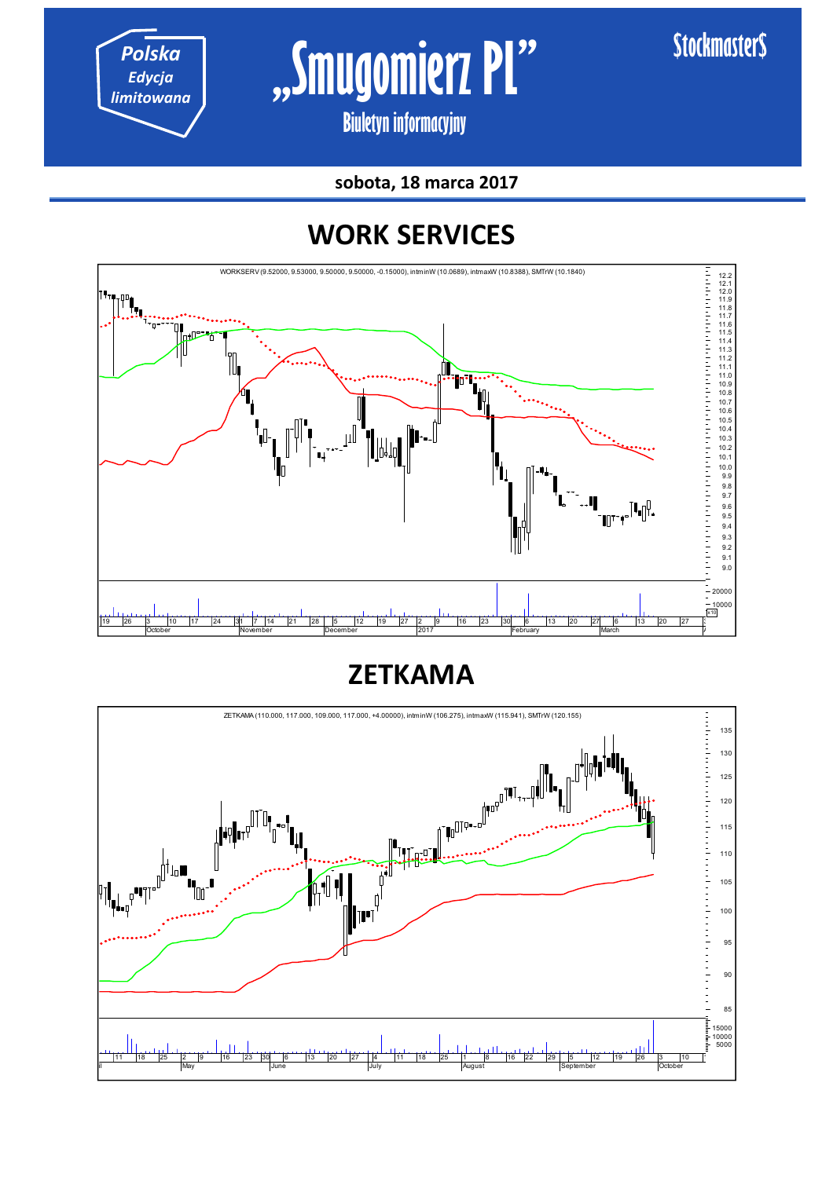Polska Edycja limitowana

# „Smugomierz PL"

Biuletyn informacyjny

StockmasterS

**sobota, 18 marca 2017**

## WORK SERVICES

WORKSERV (9.52000, 9.53000, 9.50000, 9.50000, -0.15000), intminW (10.0689), intmaxW (10.8388), SMTrW (10.1840)

## ZETKAMA

ZETKAMA (110.000, 117.000, 109.000, 117.000, +4.00000), intminW (106.275), intmaxW (115.941), SMTrW (120.155)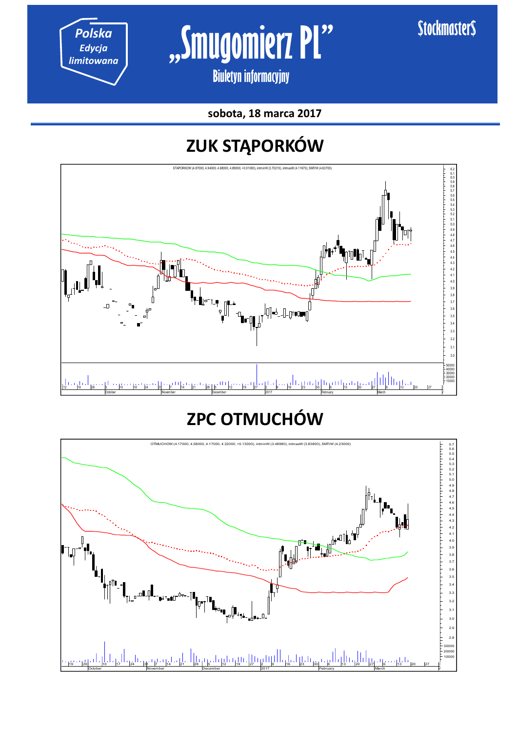sobota, 18 marca 2017

# ZUK STĄPORKÓW

STAPORKOW (4.87000, 4.94000, 4.68000, 4.89000, +0.01000), intminW (3.70210), intmaxW (4.11670), SMTrW (4.63700)

# ZPC OTMUCHÓW

OTMUCHOW (4.17000, 4.58000, 4.17000, 4.32000, +0.13000), intminW (3.48980), intmaxW (3.83800), SMTrW (4.23000)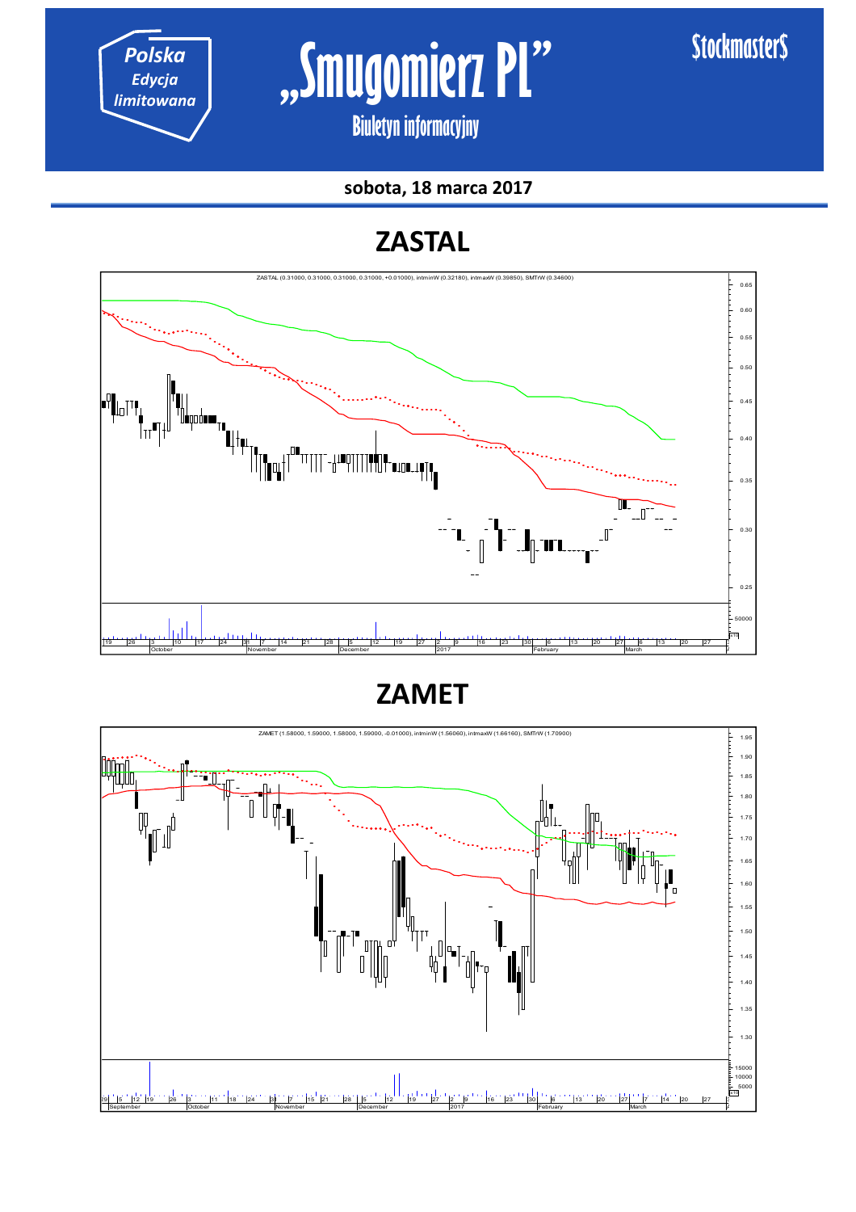**Polska**
*Edycja limitowana*

# „Smugomierz PL"

Biuletyn informacyjny

Stockmaster$

**sobota, 18 marca 2017**

## ZASTAL

ZASTAL (0.31000, 0.31000, 0.31000, 0.31000, +0.01000), intminW (0.32180), intmaxW (0.39850), SMTrW (0.34600)

## ZAMET

ZAMET (1.58000, 1.59000, 1.58000, 1.59000, -0.01000), intminW (1.56060), intmaxW (1.66160), SMTrW (1.70900)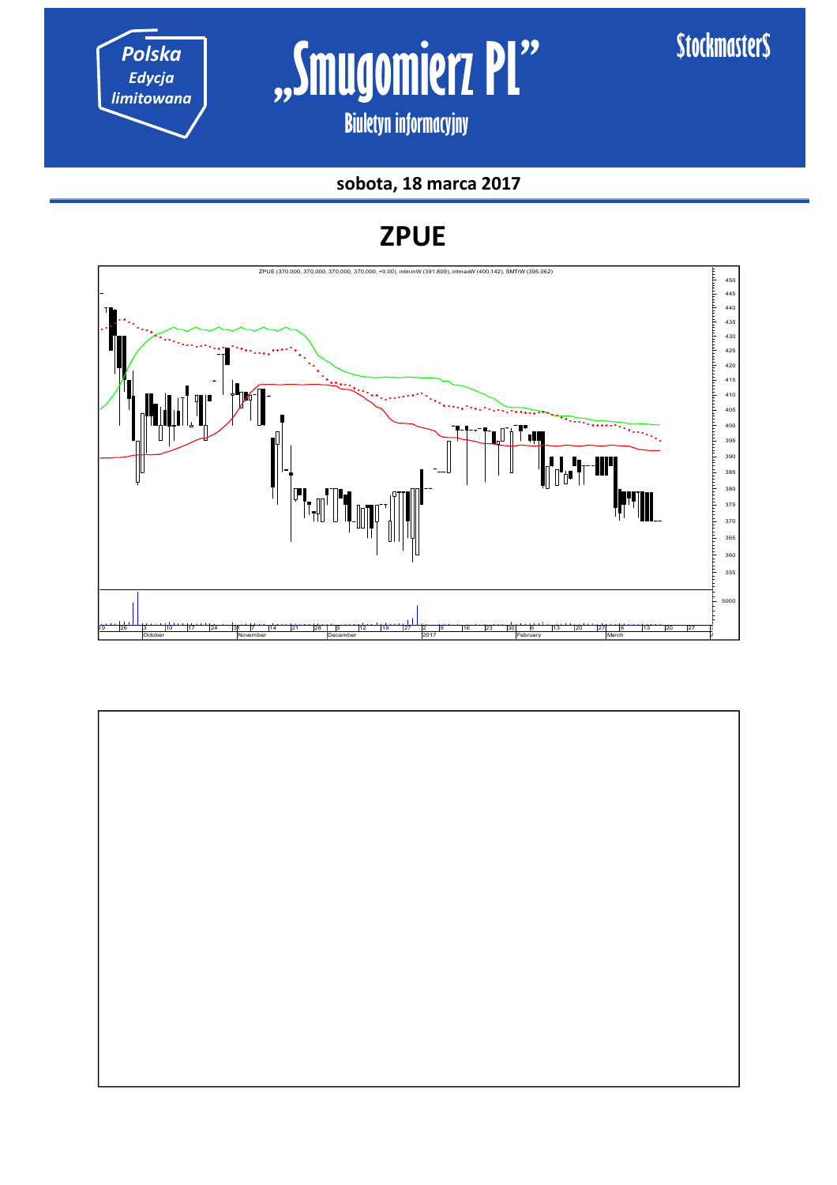Polska
Edycja
limitowana

„Smugomierz PL"

Biuletyn informacyjny

Stockmaster$

sobota, 18 marca 2017

# ZPUE

ZPUE (370.000, 370.000, 370.000, 370.000, +0.00), intminW (391.809), intmaxW (400.142), SMTrW (395.062)

450
445
440
435
430
425
420
415
410
405
400
395
390
385
380
375
370
365
360
355

5000

19 26 3 10 17 24 31 7 14 21 28 5 12 19 27 2 9 16 23 30 6 13 20 27 6 13 20 27

October November December 2017 February March